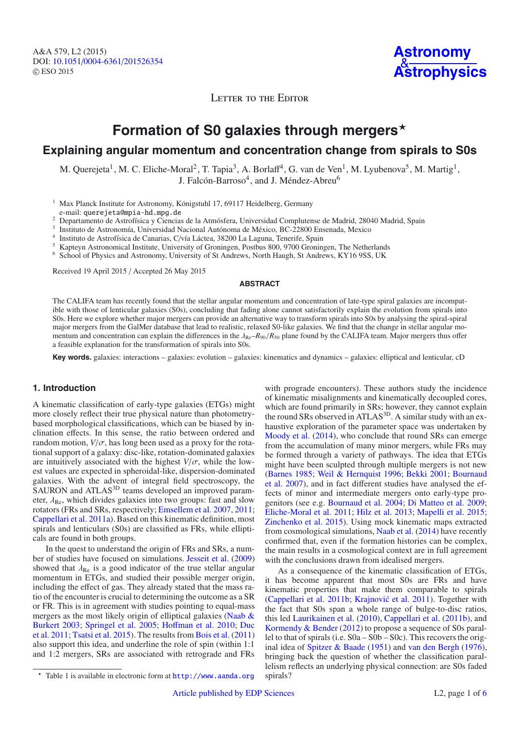Letter to the Editor

# Formation of S0 galaxies through mergers*

## Explaining angular momentum and concentration change from spirals to S0s

M. Querejeta[1], M. C. Eliche-Moral[2], T. Tapia[3], A. Borlaff[4], G. van de Ven[1], M. Lyubenova[5], M. Martig[1], J. Falcón-Barroso[4], and J. Méndez-Abreu[6]

[1] Max Planck Institute for Astronomy, Königstuhl 17, 69117 Heidelberg, Germany
e-mail: querejeta@mpia-hd.mpg.de

[2] Departamento de Astrofísica y Ciencias de la Atmósfera, Universidad Complutense de Madrid, 28040 Madrid, Spain

[3] Instituto de Astronomía, Universidad Nacional Autónoma de México, BC-22800 Ensenada, Mexico

[4] Instituto de Astrofísica de Canarias, C/vía Láctea, 38200 La Laguna, Tenerife, Spain

[5] Kapteyn Astronomical Institute, University of Groningen, Postbus 800, 9700 Groningen, The Netherlands

[6] School of Physics and Astronomy, University of St Andrews, North Haugh, St Andrews, KY16 9SS, UK

Received 19 April 2015 / Accepted 26 May 2015

### ABSTRACT

The CALIFA team has recently found that the stellar angular momentum and concentration of late-type spiral galaxies are incompatible with those of lenticular galaxies (S0s), concluding that fading alone cannot satisfactorily explain the evolution from spirals into S0s. Here we explore whether major mergers can provide an alternative way to transform spirals into S0s by analysing the spiral-spiral major mergers from the GalMer database that lead to realistic, relaxed S0-like galaxies. We find that the change in stellar angular momentum and concentration can explain the differences in the $\lambda_{\mathrm{Re}}$–$R_{90}/R_{50}$ plane found by the CALIFA team. Major mergers thus offer a feasible explanation for the transformation of spirals into S0s.

**Key words.** galaxies: interactions – galaxies: evolution – galaxies: kinematics and dynamics – galaxies: elliptical and lenticular, cD

## 1. Introduction

A kinematic classification of early-type galaxies (ETGs) might more closely reflect their true physical nature than photometry-based morphological classifications, which can be biased by inclination effects. In this sense, the ratio between ordered and random motion, $V/\sigma$, has long been used as a proxy for the rotational support of a galaxy: disc-like, rotation-dominated galaxies are intuitively associated with the highest $V/\sigma$, while the lowest values are expected in spheroidal-like, dispersion-dominated galaxies. With the advent of integral field spectroscopy, the SAURON and ATLAS$^{3D}$ teams developed an improved parameter, $\lambda_{\mathrm{Re}}$, which divides galaxies into two groups: fast and slow rotators (FRs and SRs, respectively; Emsellem et al. 2007, 2011; Cappellari et al. 2011a). Based on this kinematic definition, most spirals and lenticulars (S0s) are classified as FRs, while ellipticals are found in both groups.

In the quest to understand the origin of FRs and SRs, a number of studies have focused on simulations. Jesseit et al. (2009) showed that $\lambda_{\mathrm{Re}}$ is a good indicator of the true stellar angular momentum in ETGs, and studied their possible merger origin, including the effect of gas. They already stated that the mass ratio of the encounter is crucial to determining the outcome as a SR or FR. This is in agreement with studies pointing to equal-mass mergers as the most likely origin of elliptical galaxies (Naab & Burkert 2003; Springel et al. 2005; Hoffman et al. 2010; Duc et al. 2011; Tsatsi et al. 2015). The results from Bois et al. (2011) also support this idea, and underline the role of spin (within 1:1 and 1:2 mergers, SRs are associated with retrograde and FRs with prograde encounters). These authors study the incidence of kinematic misalignments and kinematically decoupled cores, which are found primarily in SRs; however, they cannot explain the round SRs observed in ATLAS$^{3D}$. A similar study with an exhaustive exploration of the parameter space was undertaken by Moody et al. (2014), who conclude that round SRs can emerge from the accumulation of many minor mergers, while FRs may be formed through a variety of pathways. The idea that ETGs might have been sculpted through multiple mergers is not new (Barnes 1985; Weil & Hernquist 1996; Bekki 2001; Bournaud et al. 2007), and in fact different studies have analysed the effects of minor and intermediate mergers onto early-type progenitors (see e.g. Bournaud et al. 2004; Di Matteo et al. 2009; Eliche-Moral et al. 2011; Hilz et al. 2013; Mapelli et al. 2015; Zinchenko et al. 2015). Using mock kinematic maps extracted from cosmological simulations, Naab et al. (2014) have recently confirmed that, even if the formation histories can be complex, the main results in a cosmological context are in full agreement with the conclusions drawn from idealised mergers.

As a consequence of the kinematic classification of ETGs, it has become apparent that most S0s are FRs and have kinematic properties that make them comparable to spirals (Cappellari et al. 2011b; Krajnović et al. 2011). Together with the fact that S0s span a whole range of bulge-to-disc ratios, this led Laurikainen et al. (2010), Cappellari et al. (2011b), and Kormendy & Bender (2012) to propose a sequence of S0s parallel to that of spirals (i.e. S0a – S0b – S0c). This recovers the original idea of Spitzer & Baade (1951) and van den Bergh (1976), bringing back the question of whether the classification parallelism reflects an underlying physical connection: are S0s faded spirals?

* Table 1 is available in electronic form at http://www.aanda.org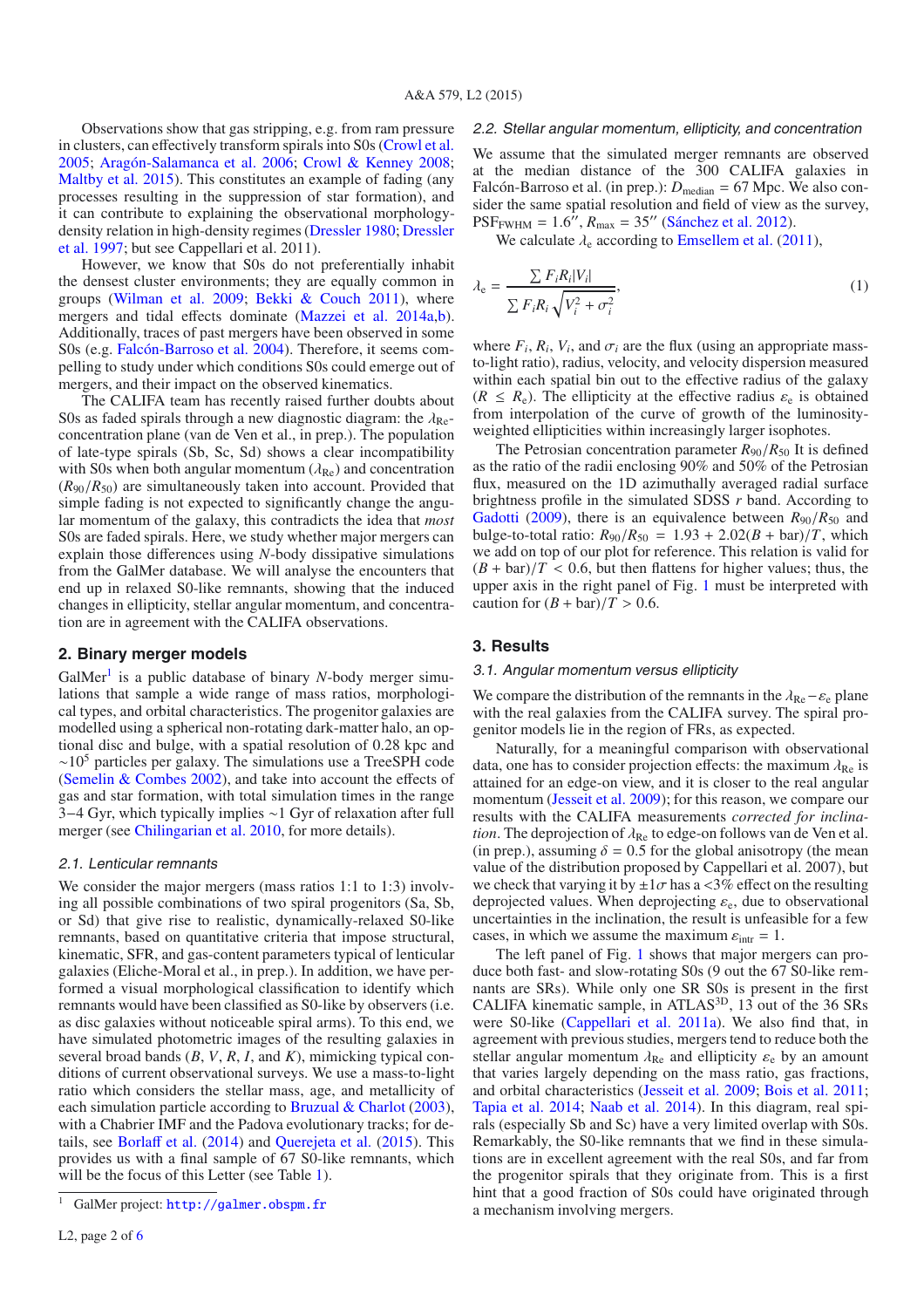Observations show that gas stripping, e.g. from ram pressure in clusters, can effectively transform spirals into S0s (Crowl et al. 2005; Aragón-Salamanca et al. 2006; Crowl & Kenney 2008; Maltby et al. 2015). This constitutes an example of fading (any processes resulting in the suppression of star formation), and it can contribute to explaining the observational morphology-density relation in high-density regimes (Dressler 1980; Dressler et al. 1997; but see Cappellari et al. 2011).

However, we know that S0s do not preferentially inhabit the densest cluster environments; they are equally common in groups (Wilman et al. 2009; Bekki & Couch 2011), where mergers and tidal effects dominate (Mazzei et al. 2014a,b). Additionally, traces of past mergers have been observed in some S0s (e.g. Falcón-Barroso et al. 2004). Therefore, it seems compelling to study under which conditions S0s could emerge out of mergers, and their impact on the observed kinematics.

The CALIFA team has recently raised further doubts about S0s as faded spirals through a new diagnostic diagram: the $\lambda_{\rm Re}$-concentration plane (van de Ven et al., in prep.). The population of late-type spirals (Sb, Sc, Sd) shows a clear incompatibility with S0s when both angular momentum ($\lambda_{\rm Re}$) and concentration ($R_{90}/R_{50}$) are simultaneously taken into account. Provided that simple fading is not expected to significantly change the angular momentum of the galaxy, this contradicts the idea that *most* S0s are faded spirals. Here, we study whether major mergers can explain those differences using $N$-body dissipative simulations from the GalMer database. We will analyse the encounters that end up in relaxed S0-like remnants, showing that the induced changes in ellipticity, stellar angular momentum, and concentration are in agreement with the CALIFA observations.

## 2. Binary merger models

GalMer[1] is a public database of binary $N$-body merger simulations that sample a wide range of mass ratios, morphological types, and orbital characteristics. The progenitor galaxies are modelled using a spherical non-rotating dark-matter halo, an optional disc and bulge, with a spatial resolution of 0.28 kpc and $\sim 10^5$ particles per galaxy. The simulations use a TreeSPH code (Semelin & Combes 2002), and take into account the effects of gas and star formation, with total simulation times in the range 3−4 Gyr, which typically implies ∼1 Gyr of relaxation after full merger (see Chilingarian et al. 2010, for more details).

### 2.1. Lenticular remnants

We consider the major mergers (mass ratios 1:1 to 1:3) involving all possible combinations of two spiral progenitors (Sa, Sb, or Sd) that give rise to realistic, dynamically-relaxed S0-like remnants, based on quantitative criteria that impose structural, kinematic, SFR, and gas-content parameters typical of lenticular galaxies (Eliche-Moral et al., in prep.). In addition, we have performed a visual morphological classification to identify which remnants would have been classified as S0-like by observers (i.e. as disc galaxies without noticeable spiral arms). To this end, we have simulated photometric images of the resulting galaxies in several broad bands ($B$, $V$, $R$, $I$, and $K$), mimicking typical conditions of current observational surveys. We use a mass-to-light ratio which considers the stellar mass, age, and metallicity of each simulation particle according to Bruzual & Charlot (2003), with a Chabrier IMF and the Padova evolutionary tracks; for details, see Borlaff et al. (2014) and Querejeta et al. (2015). This provides us with a final sample of 67 S0-like remnants, which will be the focus of this Letter (see Table 1).

[1] GalMer project: http://galmer.obspm.fr

### 2.2. Stellar angular momentum, ellipticity, and concentration

We assume that the simulated merger remnants are observed at the median distance of the 300 CALIFA galaxies in Falcón-Barroso et al. (in prep.): $D_{\rm median}$ = 67 Mpc. We also consider the same spatial resolution and field of view as the survey, $\mathrm{PSF_{FWHM}} = 1.6''$, $R_{\max} = 35''$ (Sánchez et al. 2012).

We calculate $\lambda_{\rm e}$ according to Emsellem et al. (2011),

$$\lambda_{\rm e} = \frac{\sum F_i R_i |V_i|}{\sum F_i R_i \sqrt{V_i^2 + \sigma_i^2}}, \tag{1}$$

where $F_i$, $R_i$, $V_i$, and $\sigma_i$ are the flux (using an appropriate mass-to-light ratio), radius, velocity, and velocity dispersion measured within each spatial bin out to the effective radius of the galaxy ($R \le R_{\rm e}$). The ellipticity at the effective radius $\varepsilon_{\rm e}$ is obtained from interpolation of the curve of growth of the luminosity-weighted ellipticities within increasingly larger isophotes.

The Petrosian concentration parameter $R_{90}/R_{50}$ It is defined as the ratio of the radii enclosing 90% and 50% of the Petrosian flux, measured on the 1D azimuthally averaged radial surface brightness profile in the simulated SDSS $r$ band. According to Gadotti (2009), there is an equivalence between $R_{90}/R_{50}$ and bulge-to-total ratio: $R_{90}/R_{50} = 1.93 + 2.02(B + \mathrm{bar})/T$, which we add on top of our plot for reference. This relation is valid for $(B + \mathrm{bar})/T < 0.6$, but then flattens for higher values; thus, the upper axis in the right panel of Fig. 1 must be interpreted with caution for $(B + \mathrm{bar})/T > 0.6$.

## 3. Results

### 3.1. Angular momentum versus ellipticity

We compare the distribution of the remnants in the $\lambda_{\rm Re}-\varepsilon_{\rm e}$ plane with the real galaxies from the CALIFA survey. The spiral progenitor models lie in the region of FRs, as expected.

Naturally, for a meaningful comparison with observational data, one has to consider projection effects: the maximum $\lambda_{\rm Re}$ is attained for an edge-on view, and it is closer to the real angular momentum (Jesseit et al. 2009); for this reason, we compare our results with the CALIFA measurements *corrected for inclination*. The deprojection of $\lambda_{\rm Re}$ to edge-on follows van de Ven et al. (in prep.), assuming $\delta = 0.5$ for the global anisotropy (the mean value of the distribution proposed by Cappellari et al. 2007), but we check that varying it by $\pm 1\sigma$ has a <3% effect on the resulting deprojected values. When deprojecting $\varepsilon_{\rm e}$, due to observational uncertainties in the inclination, the result is unfeasible for a few cases, in which we assume the maximum $\varepsilon_{\rm intr} = 1$.

The left panel of Fig. 1 shows that major mergers can produce both fast- and slow-rotating S0s (9 out the 67 S0-like remnants are SRs). While only one SR S0s is present in the first CALIFA kinematic sample, in ATLAS[3D], 13 out of the 36 SRs were S0-like (Cappellari et al. 2011a). We also find that, in agreement with previous studies, mergers tend to reduce both the stellar angular momentum $\lambda_{\rm Re}$ and ellipticity $\varepsilon_{\rm e}$ by an amount that varies largely depending on the mass ratio, gas fractions, and orbital characteristics (Jesseit et al. 2009; Bois et al. 2011; Tapia et al. 2014; Naab et al. 2014). In this diagram, real spirals (especially Sb and Sc) have a very limited overlap with S0s. Remarkably, the S0-like remnants that we find in these simulations are in excellent agreement with the real S0s, and far from the progenitor spirals that they originate from. This is a first hint that a good fraction of S0s could have originated through a mechanism involving mergers.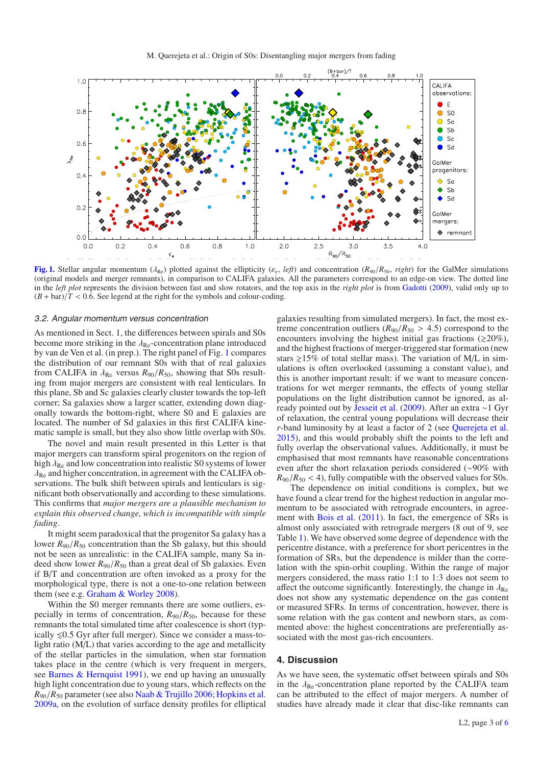**Fig. 1.** Stellar angular momentum ($\lambda_{\rm Re}$) plotted against the ellipticity ($\varepsilon_{\rm e}$, *left*) and concentration ($R_{90}/R_{50}$, *right*) for the GalMer simulations (original models and merger remnants), in comparison to CALIFA galaxies. All the parameters correspond to an edge-on view. The dotted line in the *left plot* represents the division between fast and slow rotators, and the top axis in the *right plot* is from Gadotti (2009), valid only up to $(B + \mathrm{bar})/T < 0.6$. See legend at the right for the symbols and colour-coding.

### 3.2. Angular momentum versus concentration

As mentioned in Sect. 1, the differences between spirals and S0s become more striking in the $\lambda_{\rm Re}$-concentration plane introduced by van de Ven et al. (in prep.). The right panel of Fig. 1 compares the distribution of our remnant S0s with that of real galaxies from CALIFA in $\lambda_{\rm Re}$ versus $R_{90}/R_{50}$, showing that S0s resulting from major mergers are consistent with real lenticulars. In this plane, Sb and Sc galaxies clearly cluster towards the top-left corner; Sa galaxies show a larger scatter, extending down diagonally towards the bottom-right, where S0 and E galaxies are located. The number of Sd galaxies in this first CALIFA kinematic sample is small, but they also show little overlap with S0s.

The novel and main result presented in this Letter is that major mergers can transform spiral progenitors on the region of high $\lambda_{\rm Re}$ and low concentration into realistic S0 systems of lower $\lambda_{\rm Re}$ and higher concentration, in agreement with the CALIFA observations. The bulk shift between spirals and lenticulars is significant both observationally and according to these simulations. This confirms that *major mergers are a plausible mechanism to explain this observed change, which is incompatible with simple fading*.

It might seem paradoxical that the progenitor Sa galaxy has a lower $R_{90}/R_{50}$ concentration than the Sb galaxy, but this should not be seen as unrealistic: in the CALIFA sample, many Sa indeed show lower $R_{90}/R_{50}$ than a great deal of Sb galaxies. Even if B/T and concentration are often invoked as a proxy for the morphological type, there is not a one-to-one relation between them (see e.g. Graham & Worley 2008).

Within the S0 merger remnants there are some outliers, especially in terms of concentration, $R_{90}/R_{50}$, because for these remnants the total simulated time after coalescence is short (typically $\lesssim$0.5 Gyr after full merger). Since we consider a mass-to-light ratio (M/L) that varies according to the age and metallicity of the stellar particles in the simulation, when star formation takes place in the centre (which is very frequent in mergers, see Barnes & Hernquist 1991), we end up having an unusually high light concentration due to young stars, which reflects on the $R_{90}/R_{50}$ parameter (see also Naab & Trujillo 2006; Hopkins et al. 2009a, on the evolution of surface density profiles for elliptical galaxies resulting from simulated mergers). In fact, the most extreme concentration outliers ($R_{90}/R_{50} > 4.5$) correspond to the encounters involving the highest initial gas fractions ($\gtrsim$20%), and the highest fractions of merger-triggered star formation (new stars $\gtrsim$15% of total stellar mass). The variation of M/L in simulations is often overlooked (assuming a constant value), and this is another important result: if we want to measure concentrations for wet merger remnants, the effects of young stellar populations on the light distribution cannot be ignored, as already pointed out by Jesseit et al. (2009). After an extra ~1 Gyr of relaxation, the central young populations will decrease their *r*-band luminosity by at least a factor of 2 (see Querejeta et al. 2015), and this would probably shift the points to the left and fully overlap the observational values. Additionally, it must be emphasised that most remnants have reasonable concentrations even after the short relaxation periods considered (~90% with $R_{90}/R_{50} < 4$), fully compatible with the observed values for S0s.

The dependence on initial conditions is complex, but we have found a clear trend for the highest reduction in angular momentum to be associated with retrograde encounters, in agreement with Bois et al. (2011). In fact, the emergence of SRs is almost only associated with retrograde mergers (8 out of 9, see Table 1). We have observed some degree of dependence with the pericentre distance, with a preference for short pericentres in the formation of SRs, but the dependence is milder than the correlation with the spin-orbit coupling. Within the range of major mergers considered, the mass ratio 1:1 to 1:3 does not seem to affect the outcome significantly. Interestingly, the change in $\lambda_{\rm Re}$ does not show any systematic dependence on the gas content or measured SFRs. In terms of concentration, however, there is some relation with the gas content and newborn stars, as commented above: the highest concentrations are preferentially associated with the most gas-rich encounters.

## 4. Discussion

As we have seen, the systematic offset between spirals and S0s in the $\lambda_{\rm Re}$-concentration plane reported by the CALIFA team can be attributed to the effect of major mergers. A number of studies have already made it clear that disc-like remnants can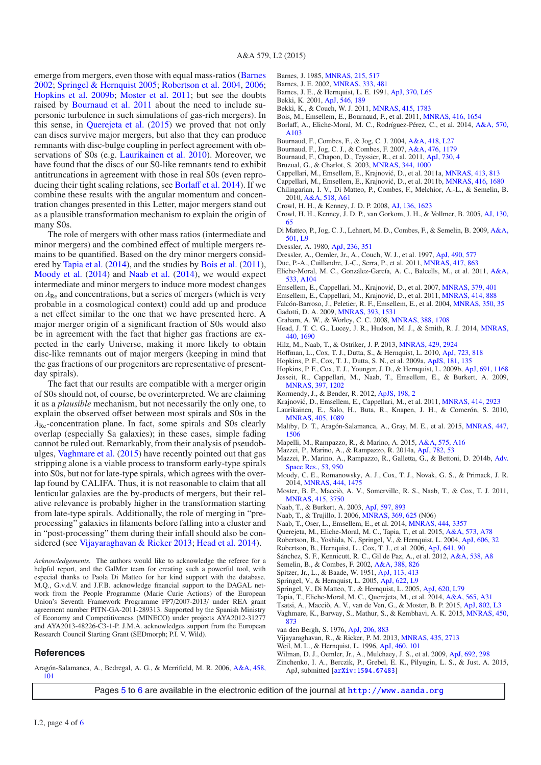emerge from mergers, even those with equal mass-ratios (Barnes 2002; Springel & Hernquist 2005; Robertson et al. 2004, 2006; Hopkins et al. 2009b; Moster et al. 2011; but see the doubts raised by Bournaud et al. 2011 about the need to include supersonic turbulence in such simulations of gas-rich mergers). In this sense, in Querejeta et al. (2015) we proved that not only can discs survive major mergers, but also that they can produce remnants with disc-bulge coupling in perfect agreement with observations of S0s (e.g. Laurikainen et al. 2010). Moreover, we have found that the discs of our S0-like remnants tend to exhibit antitruncations in agreement with those in real S0s (even reproducing their tight scaling relations, see Borlaff et al. 2014). If we combine these results with the angular momentum and concentration changes presented in this Letter, major mergers stand out as a plausible transformation mechanism to explain the origin of many S0s.

The role of mergers with other mass ratios (intermediate and minor mergers) and the combined effect of multiple mergers remains to be quantified. Based on the dry minor mergers considered by Tapia et al. (2014), and the studies by Bois et al. (2011), Moody et al. (2014) and Naab et al. (2014), we would expect intermediate and minor mergers to induce more modest changes on $\lambda_{\rm Re}$ and concentrations, but a series of mergers (which is very probable in a cosmological context) could add up and produce a net effect similar to the one that we have presented here. A major merger origin of a significant fraction of S0s would also be in agreement with the fact that higher gas fractions are expected in the early Universe, making it more likely to obtain disc-like remnants out of major mergers (keeping in mind that the gas fractions of our progenitors are representative of present-day spirals).

The fact that our results are compatible with a merger origin of S0s should not, of course, be overinterpreted. We are claiming it as a *plausible* mechanism, but not necessarily the only one, to explain the observed offset between most spirals and S0s in the $\lambda_{\rm Re}$-concentration plane. In fact, some spirals and S0s clearly overlap (especially Sa galaxies); in these cases, simple fading cannot be ruled out. Remarkably, from their analysis of pseudobulges, Vaghmare et al. (2015) have recently pointed out that gas stripping alone is a viable process to transform early-type spirals into S0s, but not for late-type spirals, which agrees with the overlap found by CALIFA. Thus, it is not reasonable to claim that all lenticular galaxies are the by-products of mergers, but their relative relevance is probably higher in the transformation starting from late-type spirals. Additionally, the role of merging in "pre-processing" galaxies in filaments before falling into a cluster and in "post-processing" them during their infall should also be considered (see Vijayaraghavan & Ricker 2013; Head et al. 2014).

*Acknowledgements.* The authors would like to acknowledge the referee for a helpful report, and the GalMer team for creating such a powerful tool, with especial thanks to Paola Di Matteo for her kind support with the database. M.Q., G.v.d.V. and J.F.B. acknowledge financial support to the DAGAL network from the People Programme (Marie Curie Actions) of the European Union's Seventh Framework Programme FP7/2007-2013/ under REA grant agreement number PITN-GA-2011-289313. Supported by the Spanish Ministry of Economy and Competitiveness (MINECO) under projects AYA2012-31277 and AYA2013-48226-C3-1-P. J.M.A. acknowledges support from the European Research Council Starting Grant (SEDmorph; P.I. V. Wild).

## References

Aragón-Salamanca, A., Bedregal, A. G., & Merrifield, M. R. 2006, A&A, 458, 101
Barnes, J. 1985, MNRAS, 215, 517
Barnes, J. E. 2002, MNRAS, 333, 481
Barnes, J. E., & Hernquist, L. E. 1991, ApJ, 370, L65
Bekki, K. 2001, ApJ, 546, 189
Bekki, K., & Couch, W. J. 2011, MNRAS, 415, 1783
Bois, M., Emsellem, E., Bournaud, F., et al. 2011, MNRAS, 416, 1654
Borlaff, A., Eliche-Moral, M. C., Rodríguez-Pérez, C., et al. 2014, A&A, 570, A103
Bournaud, F., Combes, F., & Jog, C. J. 2004, A&A, 418, L27
Bournaud, F., Jog, C. J., & Combes, F. 2007, A&A, 476, 1179
Bournaud, F., Chapon, D., Teyssier, R., et al. 2011, ApJ, 730, 4
Bruzual, G., & Charlot, S. 2003, MNRAS, 344, 1000
Cappellari, M., Emsellem, E., Krajnović, D., et al. 2011a, MNRAS, 413, 813
Cappellari, M., Emsellem, E., Krajnović, D., et al. 2011b, MNRAS, 416, 1680
Chilingarian, I. V., Di Matteo, P., Combes, F., Melchior, A.-L., & Semelin, B. 2010, A&A, 518, A61
Crowl, H. H., & Kenney, J. D. P. 2008, AJ, 136, 1623
Crowl, H. H., Kenney, J. D. P., van Gorkom, J. H., & Vollmer, B. 2005, AJ, 130, 65
Di Matteo, P., Jog, C. J., Lehnert, M. D., Combes, F., & Semelin, B. 2009, A&A, 501, L9
Dressler, A. 1980, ApJ, 236, 351
Dressler, A., Oemler, Jr., A., Couch, W. J., et al. 1997, ApJ, 490, 577
Duc, P.-A., Cuillandre, J.-C., Serra, P., et al. 2011, MNRAS, 417, 863
Eliche-Moral, M. C., González-García, A. C., Balcells, M., et al. 2011, A&A, 533, A104
Emsellem, E., Cappellari, M., Krajnović, D., et al. 2007, MNRAS, 379, 401
Emsellem, E., Cappellari, M., Krajnović, D., et al. 2011, MNRAS, 414, 888
Falcón-Barroso, J., Peletier, R. F., Emsellem, E., et al. 2004, MNRAS, 350, 35
Gadotti, D. A. 2009, MNRAS, 393, 1531
Graham, A. W., & Worley, C. C. 2008, MNRAS, 388, 1708
Head, J. T. C. G., Lucey, J. R., Hudson, M. J., & Smith, R. J. 2014, MNRAS, 440, 1690
Hilz, M., Naab, T., & Ostriker, J. P. 2013, MNRAS, 429, 2924
Hoffman, L., Cox, T. J., Dutta, S., & Hernquist, L. 2010, ApJ, 723, 818
Hopkins, P. F., Cox, T. J., Dutta, S. N., et al. 2009a, ApJS, 181, 135
Hopkins, P. F., Cox, T. J., Younger, J. D., & Hernquist, L. 2009b, ApJ, 691, 1168
Jesseit, R., Cappellari, M., Naab, T., Emsellem, E., & Burkert, A. 2009, MNRAS, 397, 1202
Kormendy, J., & Bender, R. 2012, ApJS, 198, 2
Krajnović, D., Emsellem, E., Cappellari, M., et al. 2011, MNRAS, 414, 2923
Laurikainen, E., Salo, H., Buta, R., Knapen, J. H., & Comerón, S. 2010, MNRAS, 405, 1089
Maltby, D. T., Aragón-Salamanca, A., Gray, M. E., et al. 2015, MNRAS, 447, 1506
Mapelli, M., Rampazzo, R., & Marino, A. 2015, A&A, 575, A16
Mazzei, P., Marino, A., & Rampazzo, R. 2014a, ApJ, 782, 53
Mazzei, P., Marino, A., Rampazzo, R., Galletta, G., & Bettoni, D. 2014b, Adv. Space Res., 53, 950
Moody, C. E., Romanowsky, A. J., Cox, T. J., Novak, G. S., & Primack, J. R. 2014, MNRAS, 444, 1475
Moster, B. P., Macciò, A. V., Somerville, R. S., Naab, T., & Cox, T. J. 2011, MNRAS, 415, 3750
Naab, T., & Burkert, A. 2003, ApJ, 597, 893
Naab, T., & Trujillo, I. 2006, MNRAS, 369, 625 (N06)
Naab, T., Oser, L., Emsellem, E., et al. 2014, MNRAS, 444, 3357
Querejeta, M., Eliche-Moral, M. C., Tapia, T., et al. 2015, A&A, 573, A78
Robertson, B., Yoshida, N., Springel, V., & Hernquist, L. 2004, ApJ, 606, 32
Robertson, B., Hernquist, L., Cox, T. J., et al. 2006, ApJ, 641, 90
Sánchez, S. F., Kennicutt, R. C., Gil de Paz, A., et al. 2012, A&A, 538, A8
Semelin, B., & Combes, F. 2002, A&A, 388, 826
Spitzer, Jr., L., & Baade, W. 1951, ApJ, 113, 413
Springel, V., & Hernquist, L. 2005, ApJ, 622, L9
Springel, V., Di Matteo, T., & Hernquist, L. 2005, ApJ, 620, L79
Tapia, T., Eliche-Moral, M. C., Querejeta, M., et al. 2014, A&A, 565, A31
Tsatsi, A., Macciò, A. V., van de Ven, G., & Moster, B. P. 2015, ApJ, 802, L3
Vaghmare, K., Barway, S., Mathur, S., & Kembhavi, A. K. 2015, MNRAS, 450, 873
van den Bergh, S. 1976, ApJ, 206, 883
Vijayaraghavan, R., & Ricker, P. M. 2013, MNRAS, 435, 2713
Weil, M. L., & Hernquist, L. 1996, ApJ, 460, 101
Wilman, D. J., Oemler, Jr., A., Mulchaey, J. S., et al. 2009, ApJ, 692, 298
Zinchenko, I. A., Berczik, P., Grebel, E. K., Pilyugin, L. S., & Just, A. 2015, ApJ, submitted [arXiv:1504.07483]

Pages 5 to 6 are available in the electronic edition of the journal at http://www.aanda.org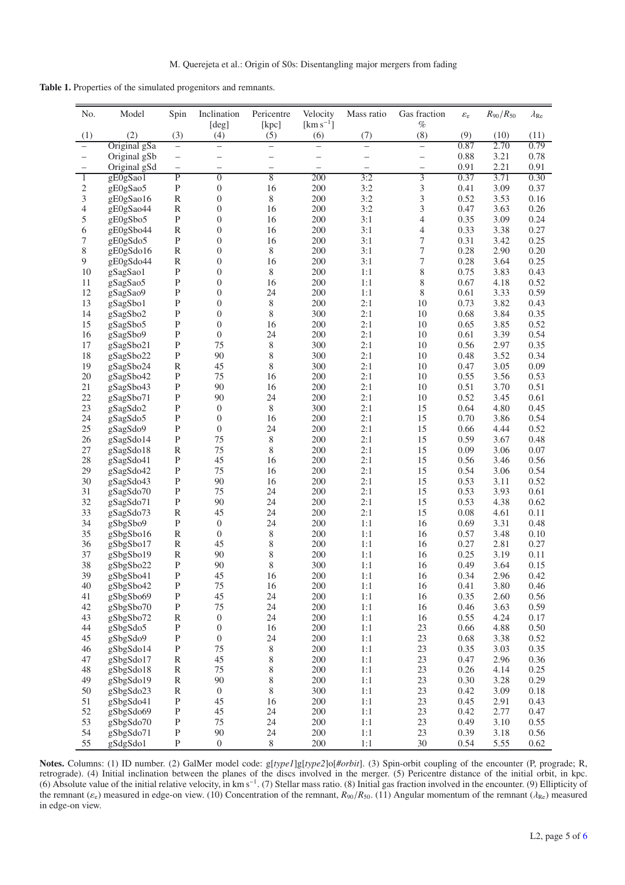**Table 1.** Properties of the simulated progenitors and remnants.

| No. | Model | Spin | Inclination [deg] | Pericentre [kpc] | Velocity [km $s^{-1}$] | Mass ratio | Gas fraction % | $\varepsilon_e$ | $R_{90}/R_{50}$ | $\lambda_{Re}$ |
|---|---|---|---|---|---|---|---|---|---|---|
| (1) | (2) | (3) | (4) | (5) | (6) | (7) | (8) | (9) | (10) | (11) |
| – | Original gSa | – | – | – | – | – | – | 0.87 | 2.70 | 0.79 |
| – | Original gSb | – | – | – | – | – | – | 0.88 | 3.21 | 0.78 |
| – | Original gSd | – | – | – | – | – | – | 0.91 | 2.21 | 0.91 |
| 1 | gE0gSao1 | P | 0 | 8 | 200 | 3:2 | 3 | 0.37 | 3.71 | 0.30 |
| 2 | gE0gSao5 | P | 0 | 16 | 200 | 3:2 | 3 | 0.41 | 3.09 | 0.37 |
| 3 | gE0gSao16 | R | 0 | 8 | 200 | 3:2 | 3 | 0.52 | 3.53 | 0.16 |
| 4 | gE0gSao44 | R | 0 | 16 | 200 | 3:2 | 3 | 0.47 | 3.63 | 0.26 |
| 5 | gE0gSbo5 | P | 0 | 16 | 200 | 3:1 | 4 | 0.35 | 3.09 | 0.24 |
| 6 | gE0gSbo44 | R | 0 | 16 | 200 | 3:1 | 4 | 0.33 | 3.38 | 0.27 |
| 7 | gE0gSdo5 | P | 0 | 16 | 200 | 3:1 | 7 | 0.31 | 3.42 | 0.25 |
| 8 | gE0gSdo16 | R | 0 | 8 | 200 | 3:1 | 7 | 0.28 | 2.90 | 0.20 |
| 9 | gE0gSdo44 | R | 0 | 16 | 200 | 3:1 | 7 | 0.28 | 3.64 | 0.25 |
| 10 | gSagSao1 | P | 0 | 8 | 200 | 1:1 | 8 | 0.75 | 3.83 | 0.43 |
| 11 | gSagSao5 | P | 0 | 16 | 200 | 1:1 | 8 | 0.67 | 4.18 | 0.52 |
| 12 | gSagSao9 | P | 0 | 24 | 200 | 1:1 | 8 | 0.61 | 3.33 | 0.59 |
| 13 | gSagSbo1 | P | 0 | 8 | 200 | 2:1 | 10 | 0.73 | 3.82 | 0.43 |
| 14 | gSagSbo2 | P | 0 | 8 | 300 | 2:1 | 10 | 0.68 | 3.84 | 0.35 |
| 15 | gSagSbo5 | P | 0 | 16 | 200 | 2:1 | 10 | 0.65 | 3.85 | 0.52 |
| 16 | gSagSbo9 | P | 0 | 24 | 200 | 2:1 | 10 | 0.61 | 3.39 | 0.54 |
| 17 | gSagSbo21 | P | 75 | 8 | 300 | 2:1 | 10 | 0.56 | 2.97 | 0.35 |
| 18 | gSagSbo22 | P | 90 | 8 | 300 | 2:1 | 10 | 0.48 | 3.52 | 0.34 |
| 19 | gSagSbo24 | R | 45 | 8 | 300 | 2:1 | 10 | 0.47 | 3.05 | 0.09 |
| 20 | gSagSbo42 | P | 75 | 16 | 200 | 2:1 | 10 | 0.55 | 3.56 | 0.53 |
| 21 | gSagSbo43 | P | 90 | 16 | 200 | 2:1 | 10 | 0.51 | 3.70 | 0.51 |
| 22 | gSagSbo71 | P | 90 | 24 | 200 | 2:1 | 10 | 0.52 | 3.45 | 0.61 |
| 23 | gSagSdo2 | P | 0 | 8 | 300 | 2:1 | 15 | 0.64 | 4.80 | 0.45 |
| 24 | gSagSdo5 | P | 0 | 16 | 200 | 2:1 | 15 | 0.70 | 3.86 | 0.54 |
| 25 | gSagSdo9 | P | 0 | 24 | 200 | 2:1 | 15 | 0.66 | 4.44 | 0.52 |
| 26 | gSagSdo14 | P | 75 | 8 | 200 | 2:1 | 15 | 0.59 | 3.67 | 0.48 |
| 27 | gSagSdo18 | R | 75 | 8 | 200 | 2:1 | 15 | 0.09 | 3.06 | 0.07 |
| 28 | gSagSdo41 | P | 45 | 16 | 200 | 2:1 | 15 | 0.56 | 3.46 | 0.56 |
| 29 | gSagSdo42 | P | 75 | 16 | 200 | 2:1 | 15 | 0.54 | 3.06 | 0.54 |
| 30 | gSagSdo43 | P | 90 | 16 | 200 | 2:1 | 15 | 0.53 | 3.11 | 0.52 |
| 31 | gSagSdo70 | P | 75 | 24 | 200 | 2:1 | 15 | 0.53 | 3.93 | 0.61 |
| 32 | gSagSdo71 | P | 90 | 24 | 200 | 2:1 | 15 | 0.53 | 4.38 | 0.62 |
| 33 | gSagSdo73 | R | 45 | 24 | 200 | 2:1 | 15 | 0.08 | 4.61 | 0.11 |
| 34 | gSbgSbo9 | P | 0 | 24 | 200 | 1:1 | 16 | 0.69 | 3.31 | 0.48 |
| 35 | gSbgSbo16 | R | 0 | 8 | 200 | 1:1 | 16 | 0.57 | 3.48 | 0.10 |
| 36 | gSbgSbo17 | R | 45 | 8 | 200 | 1:1 | 16 | 0.27 | 2.81 | 0.27 |
| 37 | gSbgSbo19 | R | 90 | 8 | 200 | 1:1 | 16 | 0.25 | 3.19 | 0.11 |
| 38 | gSbgSbo22 | P | 90 | 8 | 300 | 1:1 | 16 | 0.49 | 3.64 | 0.15 |
| 39 | gSbgSbo41 | P | 45 | 16 | 200 | 1:1 | 16 | 0.34 | 2.96 | 0.42 |
| 40 | gSbgSbo42 | P | 75 | 16 | 200 | 1:1 | 16 | 0.41 | 3.80 | 0.46 |
| 41 | gSbgSbo69 | P | 45 | 24 | 200 | 1:1 | 16 | 0.35 | 2.60 | 0.56 |
| 42 | gSbgSbo70 | P | 75 | 24 | 200 | 1:1 | 16 | 0.46 | 3.63 | 0.59 |
| 43 | gSbgSbo72 | R | 0 | 24 | 200 | 1:1 | 16 | 0.55 | 4.24 | 0.17 |
| 44 | gSbgSdo5 | P | 0 | 16 | 200 | 1:1 | 23 | 0.66 | 4.88 | 0.50 |
| 45 | gSbgSdo9 | P | 0 | 24 | 200 | 1:1 | 23 | 0.68 | 3.38 | 0.52 |
| 46 | gSbgSdo14 | P | 75 | 8 | 200 | 1:1 | 23 | 0.35 | 3.03 | 0.35 |
| 47 | gSbgSdo17 | R | 45 | 8 | 200 | 1:1 | 23 | 0.47 | 2.96 | 0.36 |
| 48 | gSbgSdo18 | R | 75 | 8 | 200 | 1:1 | 23 | 0.26 | 4.14 | 0.25 |
| 49 | gSbgSdo19 | R | 90 | 8 | 200 | 1:1 | 23 | 0.30 | 3.28 | 0.29 |
| 50 | gSbgSdo23 | R | 0 | 8 | 300 | 1:1 | 23 | 0.42 | 3.09 | 0.18 |
| 51 | gSbgSdo41 | P | 45 | 16 | 200 | 1:1 | 23 | 0.45 | 2.91 | 0.43 |
| 52 | gSbgSdo69 | P | 45 | 24 | 200 | 1:1 | 23 | 0.42 | 2.77 | 0.47 |
| 53 | gSbgSdo70 | P | 75 | 24 | 200 | 1:1 | 23 | 0.49 | 3.10 | 0.55 |
| 54 | gSbgSdo71 | P | 90 | 24 | 200 | 1:1 | 23 | 0.39 | 3.18 | 0.56 |
| 55 | gSdgSdo1 | P | 0 | 8 | 200 | 1:1 | 30 | 0.54 | 5.55 | 0.62 |

**Notes.** Columns: (1) ID number. (2) GalMer model code: g[*type1*]g[*type2*]o[*#orbit*]. (3) Spin-orbit coupling of the encounter (P, prograde; R, retrograde). (4) Initial inclination between the planes of the discs involved in the merger. (5) Pericentre distance of the initial orbit, in kpc. (6) Absolute value of the initial relative velocity, in km $s^{-1}$. (7) Stellar mass ratio. (8) Initial gas fraction involved in the encounter. (9) Ellipticity of the remnant ($\varepsilon_e$) measured in edge-on view. (10) Concentration of the remnant, $R_{90}/R_{50}$. (11) Angular momentum of the remnant ($\lambda_{Re}$) measured in edge-on view.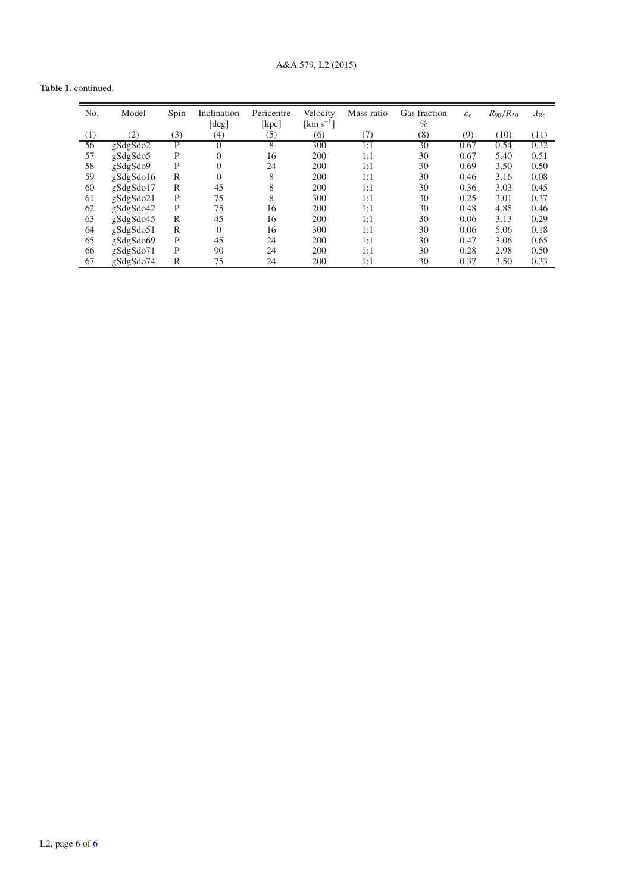**Table 1.** continued.

| No. | Model | Spin | Inclination [deg] | Pericentre [kpc] | Velocity [km $s^{-1}$] | Mass ratio | Gas fraction % | $\varepsilon_e$ | $R_{90}/R_{50}$ | $\lambda_{Re}$ |
|---|---|---|---|---|---|---|---|---|---|---|
| (1) | (2) | (3) | (4) | (5) | (6) | (7) | (8) | (9) | (10) | (11) |
| 56 | gSdgSdo2 | P | 0 | 8 | 300 | 1:1 | 30 | 0.67 | 0.54 | 0.32 |
| 57 | gSdgSdo5 | P | 0 | 16 | 200 | 1:1 | 30 | 0.67 | 5.40 | 0.51 |
| 58 | gSdgSdo9 | P | 0 | 24 | 200 | 1:1 | 30 | 0.69 | 3.50 | 0.50 |
| 59 | gSdgSdo16 | R | 0 | 8 | 200 | 1:1 | 30 | 0.46 | 3.16 | 0.08 |
| 60 | gSdgSdo17 | R | 45 | 8 | 200 | 1:1 | 30 | 0.36 | 3.03 | 0.45 |
| 61 | gSdgSdo21 | P | 75 | 8 | 300 | 1:1 | 30 | 0.25 | 3.01 | 0.37 |
| 62 | gSdgSdo42 | P | 75 | 16 | 200 | 1:1 | 30 | 0.48 | 4.85 | 0.46 |
| 63 | gSdgSdo45 | R | 45 | 16 | 200 | 1:1 | 30 | 0.06 | 3.13 | 0.29 |
| 64 | gSdgSdo51 | R | 0 | 16 | 300 | 1:1 | 30 | 0.06 | 5.06 | 0.18 |
| 65 | gSdgSdo69 | P | 45 | 24 | 200 | 1:1 | 30 | 0.47 | 3.06 | 0.65 |
| 66 | gSdgSdo71 | P | 90 | 24 | 200 | 1:1 | 30 | 0.28 | 2.98 | 0.50 |
| 67 | gSdgSdo74 | R | 75 | 24 | 200 | 1:1 | 30 | 0.37 | 3.50 | 0.33 |